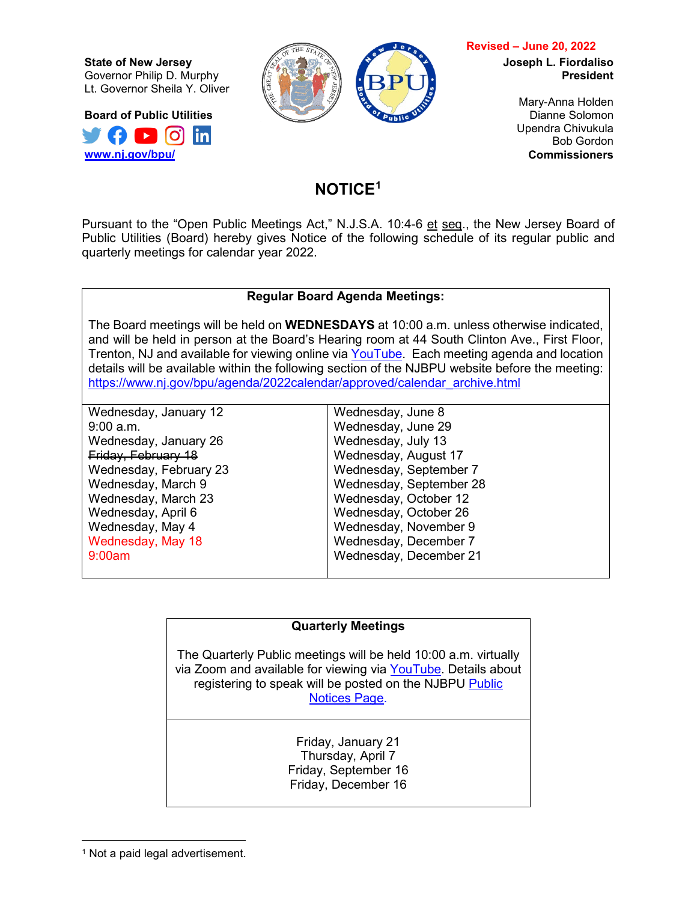**State of New Jersey**
Governor Philip D. Murphy
Lt. Governor Sheila Y. Oliver

**Board of Public Utilities**
**www.nj.gov/bpu/**

Revised – June 20, 2022

**Joseph L. Fiordaliso**
**President**

Mary-Anna Holden
Dianne Solomon
Upendra Chivukula
Bob Gordon
**Commissioners**

# NOTICE[1]

Pursuant to the "Open Public Meetings Act," N.J.S.A. 10:4-6 et seq., the New Jersey Board of Public Utilities (Board) hereby gives Notice of the following schedule of its regular public and quarterly meetings for calendar year 2022.

| **Regular Board Agenda Meetings:** | |
|---|---|
| The Board meetings will be held on **WEDNESDAYS** at 10:00 a.m. unless otherwise indicated, and will be held in person at the Board's Hearing room at 44 South Clinton Ave., First Floor, Trenton, NJ and available for viewing online via YouTube. Each meeting agenda and location details will be available within the following section of the NJBPU website before the meeting: https://www.nj.gov/bpu/agenda/2022calendar/approved/calendar_archive.html | |
| Wednesday, January 12<br>9:00 a.m.<br>Wednesday, January 26<br>~~Friday, February 18~~<br>Wednesday, February 23<br>Wednesday, March 9<br>Wednesday, March 23<br>Wednesday, April 6<br>Wednesday, May 4<br>Wednesday, May 18<br>9:00am | Wednesday, June 8<br>Wednesday, June 29<br>Wednesday, July 13<br>Wednesday, August 17<br>Wednesday, September 7<br>Wednesday, September 28<br>Wednesday, October 12<br>Wednesday, October 26<br>Wednesday, November 9<br>Wednesday, December 7<br>Wednesday, December 21 |

| **Quarterly Meetings** |
|---|
| The Quarterly Public meetings will be held 10:00 a.m. virtually via Zoom and available for viewing via YouTube. Details about registering to speak will be posted on the NJBPU Public Notices Page. |
| Friday, January 21<br>Thursday, April 7<br>Friday, September 16<br>Friday, December 16 |

[1] Not a paid legal advertisement.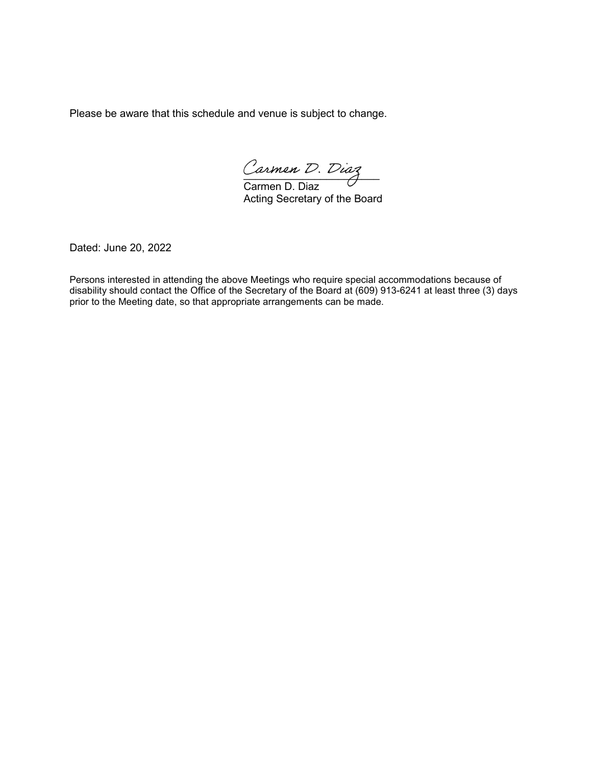Please be aware that this schedule and venue is subject to change.

Carmen D. Diaz

Carmen D. Diaz
Acting Secretary of the Board

Dated: June 20, 2022

Persons interested in attending the above Meetings who require special accommodations because of disability should contact the Office of the Secretary of the Board at (609) 913-6241 at least three (3) days prior to the Meeting date, so that appropriate arrangements can be made.